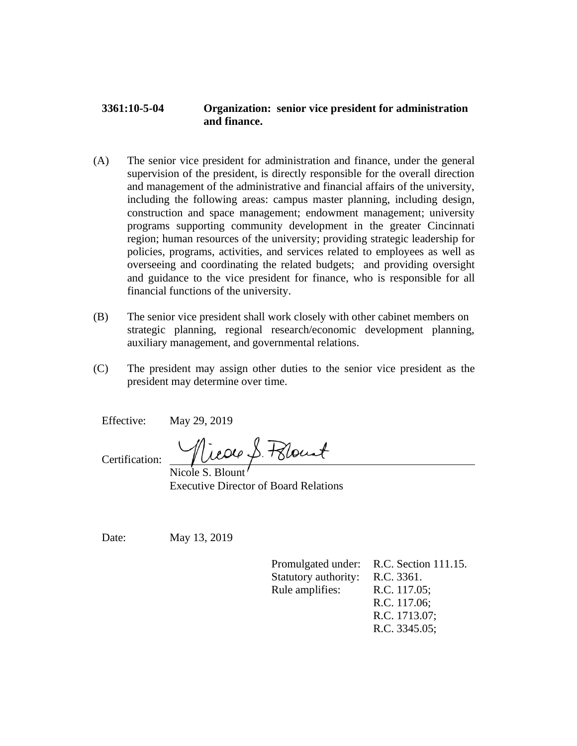**3361:10-5-04 Organization: senior vice president for administration and finance.**

(A) The senior vice president for administration and finance, under the general supervision of the president, is directly responsible for the overall direction and management of the administrative and financial affairs of the university, including the following areas: campus master planning, including design, construction and space management; endowment management; university programs supporting community development in the greater Cincinnati region; human resources of the university; providing strategic leadership for policies, programs, activities, and services related to employees as well as overseeing and coordinating the related budgets; and providing oversight and guidance to the vice president for finance, who is responsible for all financial functions of the university.

(B) The senior vice president shall work closely with other cabinet members on strategic planning, regional research/economic development planning, auxiliary management, and governmental relations.

(C) The president may assign other duties to the senior vice president as the president may determine over time.

Effective: May 29, 2019

Certification: Nicole S. Blount
Nicole S. Blount
Executive Director of Board Relations

Date: May 13, 2019

Promulgated under: R.C. Section 111.15.
Statutory authority: R.C. 3361.
Rule amplifies: R.C. 117.05;
R.C. 117.06;
R.C. 1713.07;
R.C. 3345.05;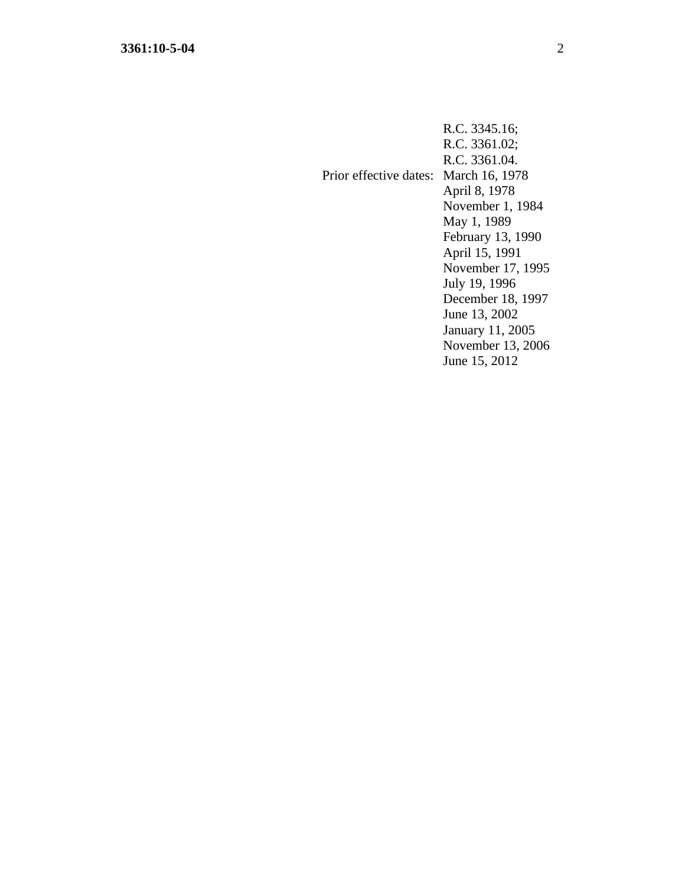R.C. 3345.16;
R.C. 3361.02;
R.C. 3361.04.

Prior effective dates: March 16, 1978
April 8, 1978
November 1, 1984
May 1, 1989
February 13, 1990
April 15, 1991
November 17, 1995
July 19, 1996
December 18, 1997
June 13, 2002
January 11, 2005
November 13, 2006
June 15, 2012